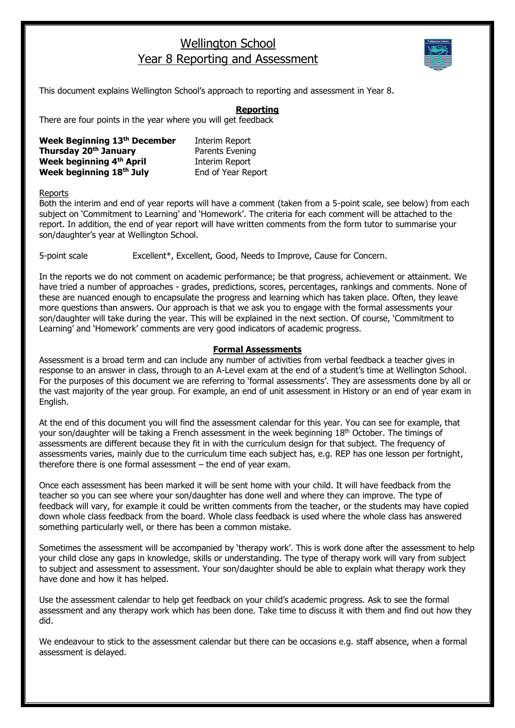# Wellington School
## Year 8 Reporting and Assessment

This document explains Wellington School's approach to reporting and assessment in Year 8.

### Reporting

There are four points in the year where you will get feedback

| | |
|---|---|
| **Week Beginning 13th December** | Interim Report |
| **Thursday 20th January** | Parents Evening |
| **Week beginning 4th April** | Interim Report |
| **Week beginning 18th July** | End of Year Report |

Reports

Both the interim and end of year reports will have a comment (taken from a 5-point scale, see below) from each subject on 'Commitment to Learning' and 'Homework'. The criteria for each comment will be attached to the report. In addition, the end of year report will have written comments from the form tutor to summarise your son/daughter's year at Wellington School.

5-point scale Excellent*, Excellent, Good, Needs to Improve, Cause for Concern.

In the reports we do not comment on academic performance; be that progress, achievement or attainment. We have tried a number of approaches - grades, predictions, scores, percentages, rankings and comments. None of these are nuanced enough to encapsulate the progress and learning which has taken place. Often, they leave more questions than answers. Our approach is that we ask you to engage with the formal assessments your son/daughter will take during the year. This will be explained in the next section. Of course, 'Commitment to Learning' and 'Homework' comments are very good indicators of academic progress.

### Formal Assessments

Assessment is a broad term and can include any number of activities from verbal feedback a teacher gives in response to an answer in class, through to an A-Level exam at the end of a student's time at Wellington School. For the purposes of this document we are referring to 'formal assessments'. They are assessments done by all or the vast majority of the year group. For example, an end of unit assessment in History or an end of year exam in English.

At the end of this document you will find the assessment calendar for this year. You can see for example, that your son/daughter will be taking a French assessment in the week beginning 18th October. The timings of assessments are different because they fit in with the curriculum design for that subject. The frequency of assessments varies, mainly due to the curriculum time each subject has, e.g. REP has one lesson per fortnight, therefore there is one formal assessment – the end of year exam.

Once each assessment has been marked it will be sent home with your child. It will have feedback from the teacher so you can see where your son/daughter has done well and where they can improve. The type of feedback will vary, for example it could be written comments from the teacher, or the students may have copied down whole class feedback from the board. Whole class feedback is used where the whole class has answered something particularly well, or there has been a common mistake.

Sometimes the assessment will be accompanied by 'therapy work'. This is work done after the assessment to help your child close any gaps in knowledge, skills or understanding. The type of therapy work will vary from subject to subject and assessment to assessment. Your son/daughter should be able to explain what therapy work they have done and how it has helped.

Use the assessment calendar to help get feedback on your child's academic progress. Ask to see the formal assessment and any therapy work which has been done. Take time to discuss it with them and find out how they did.

We endeavour to stick to the assessment calendar but there can be occasions e.g. staff absence, when a formal assessment is delayed.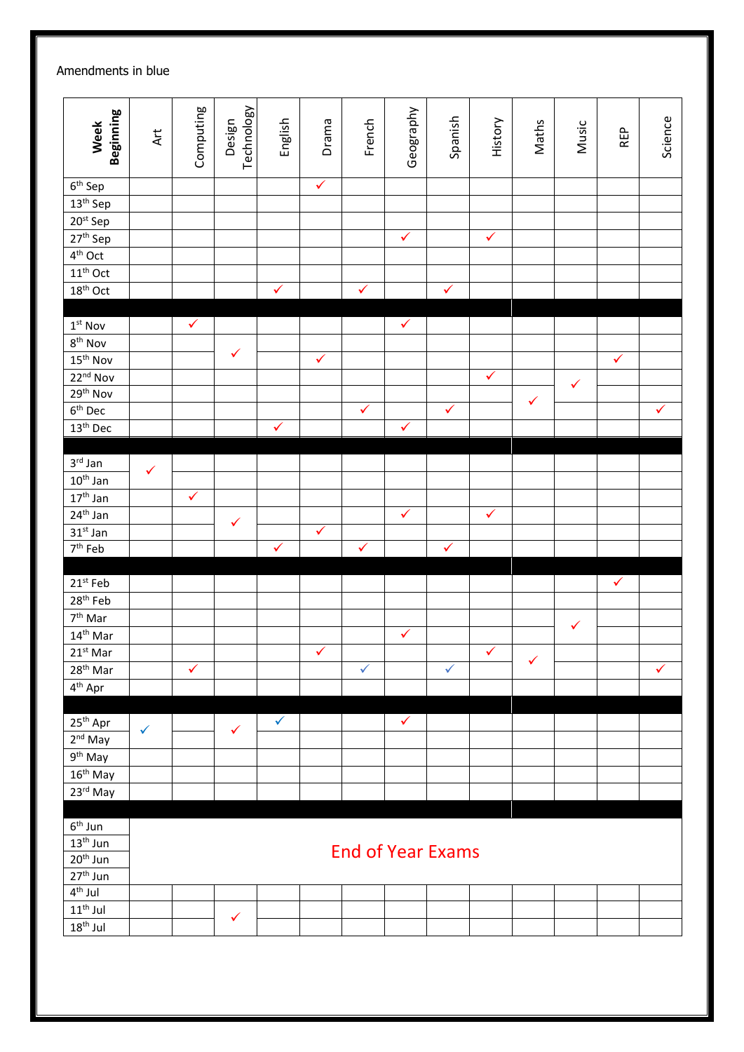Amendments in blue

| Week Beginning | Art | Computing | Design Technology | English | Drama | French | Geography | Spanish | History | Maths | Music | REP | Science |
|---|---|---|---|---|---|---|---|---|---|---|---|---|---|
| 6th Sep | | | | | ✓ | | | | | | | | |
| 13th Sep | | | | | | | | | | | | | |
| 20st Sep | | | | | | | | | | | | | |
| 27th Sep | | | | | | | ✓ | | ✓ | | | | |
| 4th Oct | | | | | | | | | | | | | |
| 11th Oct | | | | | | | | | | | | | |
| 18th Oct | | | | ✓ | | ✓ | | ✓ | | | | | |
| | | | | | | | | | | | | | |
| 1st Nov | | ✓ | | | | | ✓ | | | | | | |
| 8th Nov | | | ✓ | | | | | | | | | | |
| 15th Nov | | | | | ✓ | | | | | | | ✓ | |
| 22nd Nov | | | | | | | | | ✓ | | ✓ | | |
| 29th Nov | | | | | | | | | | ✓ | | | |
| 6th Dec | | | | | | ✓ | | ✓ | | | | | ✓ |
| 13th Dec | | | | ✓ | | | ✓ | | | | | | |
| | | | | | | | | | | | | | |
| 3rd Jan | ✓ | | | | | | | | | | | | |
| 10th Jan | | | | | | | | | | | | | |
| 17th Jan | | ✓ | | | | | | | | | | | |
| 24th Jan | | | ✓ | | | | ✓ | | ✓ | | | | |
| 31st Jan | | | | | ✓ | | | | | | | | |
| 7th Feb | | | | ✓ | | ✓ | | ✓ | | | | | |
| | | | | | | | | | | | | | |
| 21st Feb | | | | | | | | | | | | ✓ | |
| 28th Feb | | | | | | | | | | | | | |
| 7th Mar | | | | | | | | | | | ✓ | | |
| 14th Mar | | | | | | | ✓ | | | | | | |
| 21st Mar | | | | | ✓ | | | | ✓ | ✓ | | | |
| 28th Mar | | ✓ | | | | ✓ (blue) | | ✓ (blue) | | | | | ✓ |
| 4th Apr | | | | | | | | | | | | | |
| | | | | | | | | | | | | | |
| 25th Apr | ✓ (blue) | | ✓ | ✓ (blue) | | | ✓ | | | | | | |
| 2nd May | | | | | | | | | | | | | |
| 9th May | | | | | | | | | | | | | |
| 16th May | | | | | | | | | | | | | |
| 23rd May | | | | | | | | | | | | | |
| | | | | | | | | | | | | | |
| 6th Jun | End of Year Exams | | | | | | | | | | | | |
| 13th Jun | | | | | | | | | | | | | |
| 20th Jun | | | | | | | | | | | | | |
| 27th Jun | | | | | | | | | | | | | |
| 4th Jul | | | | | | | | | | | | | |
| 11th Jul | | | ✓ | | | | | | | | | | |
| 18th Jul | | | | | | | | | | | | | |